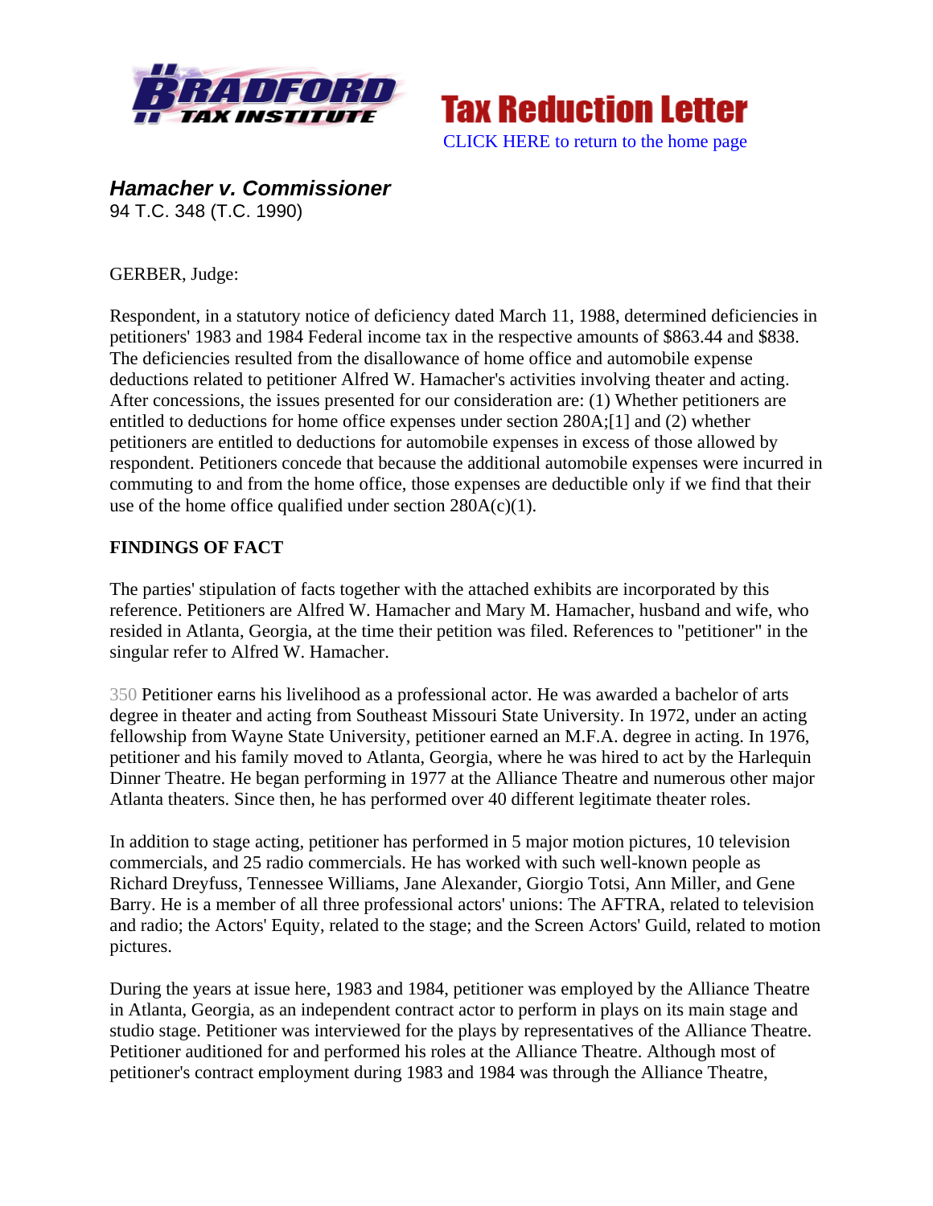## Hamacher v. Commissioner

94 T.C. 348 (T.C. 1990)

GERBER, Judge:

Respondent, in a statutory notice of deficiency dated March 11, 1988, determined deficiencies in petitioners' 1983 and 1984 Federal income tax in the respective amounts of $863.44 and $838. The deficiencies resulted from the disallowance of home office and automobile expense deductions related to petitioner Alfred W. Hamacher's activities involving theater and acting. After concessions, the issues presented for our consideration are: (1) Whether petitioners are entitled to deductions for home office expenses under section 280A;[1] and (2) whether petitioners are entitled to deductions for automobile expenses in excess of those allowed by respondent. Petitioners concede that because the additional automobile expenses were incurred in commuting to and from the home office, those expenses are deductible only if we find that their use of the home office qualified under section 280A(c)(1).

**FINDINGS OF FACT**

The parties' stipulation of facts together with the attached exhibits are incorporated by this reference. Petitioners are Alfred W. Hamacher and Mary M. Hamacher, husband and wife, who resided in Atlanta, Georgia, at the time their petition was filed. References to "petitioner" in the singular refer to Alfred W. Hamacher.

350 Petitioner earns his livelihood as a professional actor. He was awarded a bachelor of arts degree in theater and acting from Southeast Missouri State University. In 1972, under an acting fellowship from Wayne State University, petitioner earned an M.F.A. degree in acting. In 1976, petitioner and his family moved to Atlanta, Georgia, where he was hired to act by the Harlequin Dinner Theatre. He began performing in 1977 at the Alliance Theatre and numerous other major Atlanta theaters. Since then, he has performed over 40 different legitimate theater roles.

In addition to stage acting, petitioner has performed in 5 major motion pictures, 10 television commercials, and 25 radio commercials. He has worked with such well-known people as Richard Dreyfuss, Tennessee Williams, Jane Alexander, Giorgio Totsi, Ann Miller, and Gene Barry. He is a member of all three professional actors' unions: The AFTRA, related to television and radio; the Actors' Equity, related to the stage; and the Screen Actors' Guild, related to motion pictures.

During the years at issue here, 1983 and 1984, petitioner was employed by the Alliance Theatre in Atlanta, Georgia, as an independent contract actor to perform in plays on its main stage and studio stage. Petitioner was interviewed for the plays by representatives of the Alliance Theatre. Petitioner auditioned for and performed his roles at the Alliance Theatre. Although most of petitioner's contract employment during 1983 and 1984 was through the Alliance Theatre,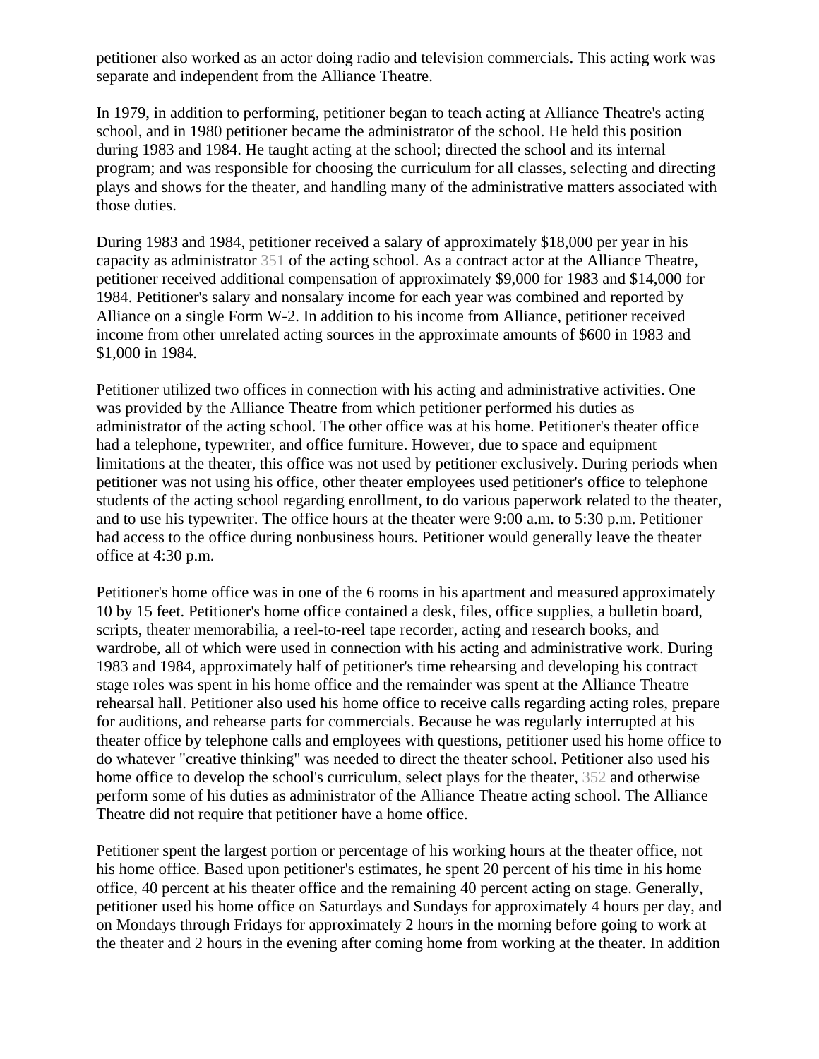petitioner also worked as an actor doing radio and television commercials. This acting work was separate and independent from the Alliance Theatre.

In 1979, in addition to performing, petitioner began to teach acting at Alliance Theatre's acting school, and in 1980 petitioner became the administrator of the school. He held this position during 1983 and 1984. He taught acting at the school; directed the school and its internal program; and was responsible for choosing the curriculum for all classes, selecting and directing plays and shows for the theater, and handling many of the administrative matters associated with those duties.

During 1983 and 1984, petitioner received a salary of approximately $18,000 per year in his capacity as administrator 351 of the acting school. As a contract actor at the Alliance Theatre, petitioner received additional compensation of approximately $9,000 for 1983 and $14,000 for 1984. Petitioner's salary and nonsalary income for each year was combined and reported by Alliance on a single Form W-2. In addition to his income from Alliance, petitioner received income from other unrelated acting sources in the approximate amounts of $600 in 1983 and $1,000 in 1984.

Petitioner utilized two offices in connection with his acting and administrative activities. One was provided by the Alliance Theatre from which petitioner performed his duties as administrator of the acting school. The other office was at his home. Petitioner's theater office had a telephone, typewriter, and office furniture. However, due to space and equipment limitations at the theater, this office was not used by petitioner exclusively. During periods when petitioner was not using his office, other theater employees used petitioner's office to telephone students of the acting school regarding enrollment, to do various paperwork related to the theater, and to use his typewriter. The office hours at the theater were 9:00 a.m. to 5:30 p.m. Petitioner had access to the office during nonbusiness hours. Petitioner would generally leave the theater office at 4:30 p.m.

Petitioner's home office was in one of the 6 rooms in his apartment and measured approximately 10 by 15 feet. Petitioner's home office contained a desk, files, office supplies, a bulletin board, scripts, theater memorabilia, a reel-to-reel tape recorder, acting and research books, and wardrobe, all of which were used in connection with his acting and administrative work. During 1983 and 1984, approximately half of petitioner's time rehearsing and developing his contract stage roles was spent in his home office and the remainder was spent at the Alliance Theatre rehearsal hall. Petitioner also used his home office to receive calls regarding acting roles, prepare for auditions, and rehearse parts for commercials. Because he was regularly interrupted at his theater office by telephone calls and employees with questions, petitioner used his home office to do whatever "creative thinking" was needed to direct the theater school. Petitioner also used his home office to develop the school's curriculum, select plays for the theater, 352 and otherwise perform some of his duties as administrator of the Alliance Theatre acting school. The Alliance Theatre did not require that petitioner have a home office.

Petitioner spent the largest portion or percentage of his working hours at the theater office, not his home office. Based upon petitioner's estimates, he spent 20 percent of his time in his home office, 40 percent at his theater office and the remaining 40 percent acting on stage. Generally, petitioner used his home office on Saturdays and Sundays for approximately 4 hours per day, and on Mondays through Fridays for approximately 2 hours in the morning before going to work at the theater and 2 hours in the evening after coming home from working at the theater. In addition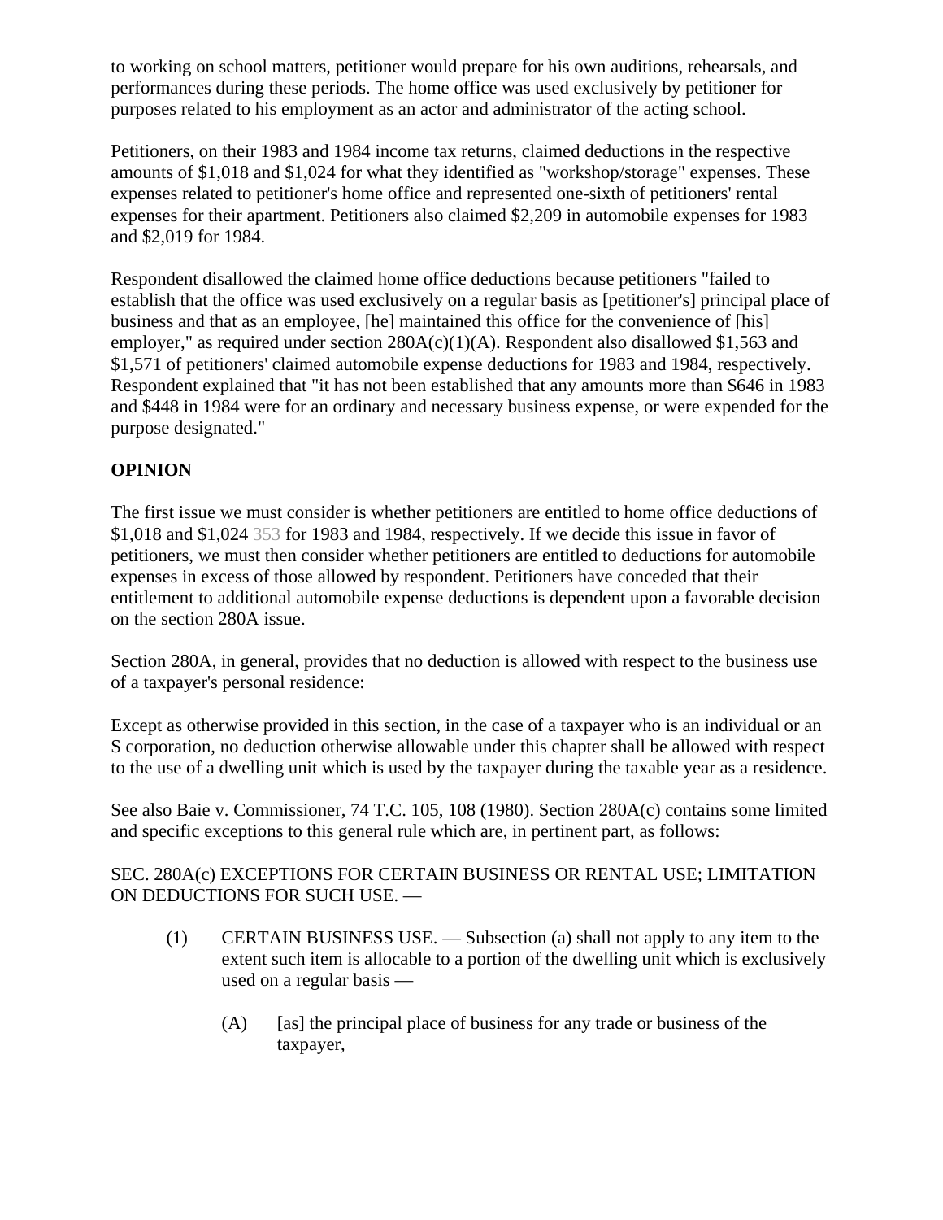to working on school matters, petitioner would prepare for his own auditions, rehearsals, and performances during these periods. The home office was used exclusively by petitioner for purposes related to his employment as an actor and administrator of the acting school.

Petitioners, on their 1983 and 1984 income tax returns, claimed deductions in the respective amounts of $1,018 and $1,024 for what they identified as "workshop/storage" expenses. These expenses related to petitioner's home office and represented one-sixth of petitioners' rental expenses for their apartment. Petitioners also claimed $2,209 in automobile expenses for 1983 and $2,019 for 1984.

Respondent disallowed the claimed home office deductions because petitioners "failed to establish that the office was used exclusively on a regular basis as [petitioner's] principal place of business and that as an employee, [he] maintained this office for the convenience of [his] employer," as required under section 280A(c)(1)(A). Respondent also disallowed $1,563 and $1,571 of petitioners' claimed automobile expense deductions for 1983 and 1984, respectively. Respondent explained that "it has not been established that any amounts more than $646 in 1983 and $448 in 1984 were for an ordinary and necessary business expense, or were expended for the purpose designated."

## OPINION

The first issue we must consider is whether petitioners are entitled to home office deductions of $1,018 and $1,024 353 for 1983 and 1984, respectively. If we decide this issue in favor of petitioners, we must then consider whether petitioners are entitled to deductions for automobile expenses in excess of those allowed by respondent. Petitioners have conceded that their entitlement to additional automobile expense deductions is dependent upon a favorable decision on the section 280A issue.

Section 280A, in general, provides that no deduction is allowed with respect to the business use of a taxpayer's personal residence:

Except as otherwise provided in this section, in the case of a taxpayer who is an individual or an S corporation, no deduction otherwise allowable under this chapter shall be allowed with respect to the use of a dwelling unit which is used by the taxpayer during the taxable year as a residence.

See also Baie v. Commissioner, 74 T.C. 105, 108 (1980). Section 280A(c) contains some limited and specific exceptions to this general rule which are, in pertinent part, as follows:

SEC. 280A(c) EXCEPTIONS FOR CERTAIN BUSINESS OR RENTAL USE; LIMITATION ON DEDUCTIONS FOR SUCH USE. —

> (1) CERTAIN BUSINESS USE. — Subsection (a) shall not apply to any item to the extent such item is allocable to a portion of the dwelling unit which is exclusively used on a regular basis —
>
> > (A) [as] the principal place of business for any trade or business of the taxpayer,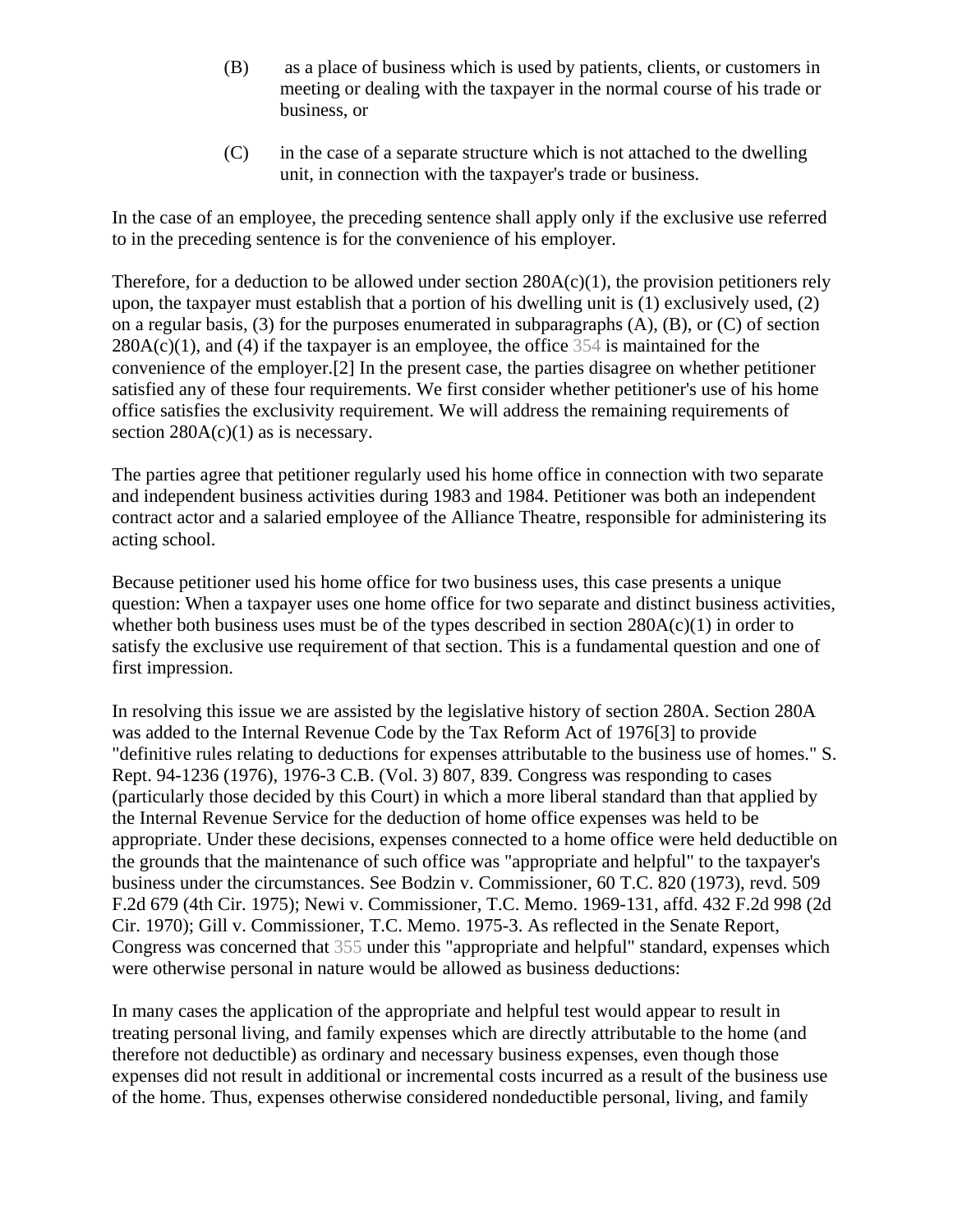(B) as a place of business which is used by patients, clients, or customers in meeting or dealing with the taxpayer in the normal course of his trade or business, or

(C) in the case of a separate structure which is not attached to the dwelling unit, in connection with the taxpayer's trade or business.

In the case of an employee, the preceding sentence shall apply only if the exclusive use referred to in the preceding sentence is for the convenience of his employer.

Therefore, for a deduction to be allowed under section 280A(c)(1), the provision petitioners rely upon, the taxpayer must establish that a portion of his dwelling unit is (1) exclusively used, (2) on a regular basis, (3) for the purposes enumerated in subparagraphs (A), (B), or (C) of section 280A(c)(1), and (4) if the taxpayer is an employee, the office 354 is maintained for the convenience of the employer.[2] In the present case, the parties disagree on whether petitioner satisfied any of these four requirements. We first consider whether petitioner's use of his home office satisfies the exclusivity requirement. We will address the remaining requirements of section 280A(c)(1) as is necessary.

The parties agree that petitioner regularly used his home office in connection with two separate and independent business activities during 1983 and 1984. Petitioner was both an independent contract actor and a salaried employee of the Alliance Theatre, responsible for administering its acting school.

Because petitioner used his home office for two business uses, this case presents a unique question: When a taxpayer uses one home office for two separate and distinct business activities, whether both business uses must be of the types described in section 280A(c)(1) in order to satisfy the exclusive use requirement of that section. This is a fundamental question and one of first impression.

In resolving this issue we are assisted by the legislative history of section 280A. Section 280A was added to the Internal Revenue Code by the Tax Reform Act of 1976[3] to provide "definitive rules relating to deductions for expenses attributable to the business use of homes." S. Rept. 94-1236 (1976), 1976-3 C.B. (Vol. 3) 807, 839. Congress was responding to cases (particularly those decided by this Court) in which a more liberal standard than that applied by the Internal Revenue Service for the deduction of home office expenses was held to be appropriate. Under these decisions, expenses connected to a home office were held deductible on the grounds that the maintenance of such office was "appropriate and helpful" to the taxpayer's business under the circumstances. See Bodzin v. Commissioner, 60 T.C. 820 (1973), revd. 509 F.2d 679 (4th Cir. 1975); Newi v. Commissioner, T.C. Memo. 1969-131, affd. 432 F.2d 998 (2d Cir. 1970); Gill v. Commissioner, T.C. Memo. 1975-3. As reflected in the Senate Report, Congress was concerned that 355 under this "appropriate and helpful" standard, expenses which were otherwise personal in nature would be allowed as business deductions:

In many cases the application of the appropriate and helpful test would appear to result in treating personal living, and family expenses which are directly attributable to the home (and therefore not deductible) as ordinary and necessary business expenses, even though those expenses did not result in additional or incremental costs incurred as a result of the business use of the home. Thus, expenses otherwise considered nondeductible personal, living, and family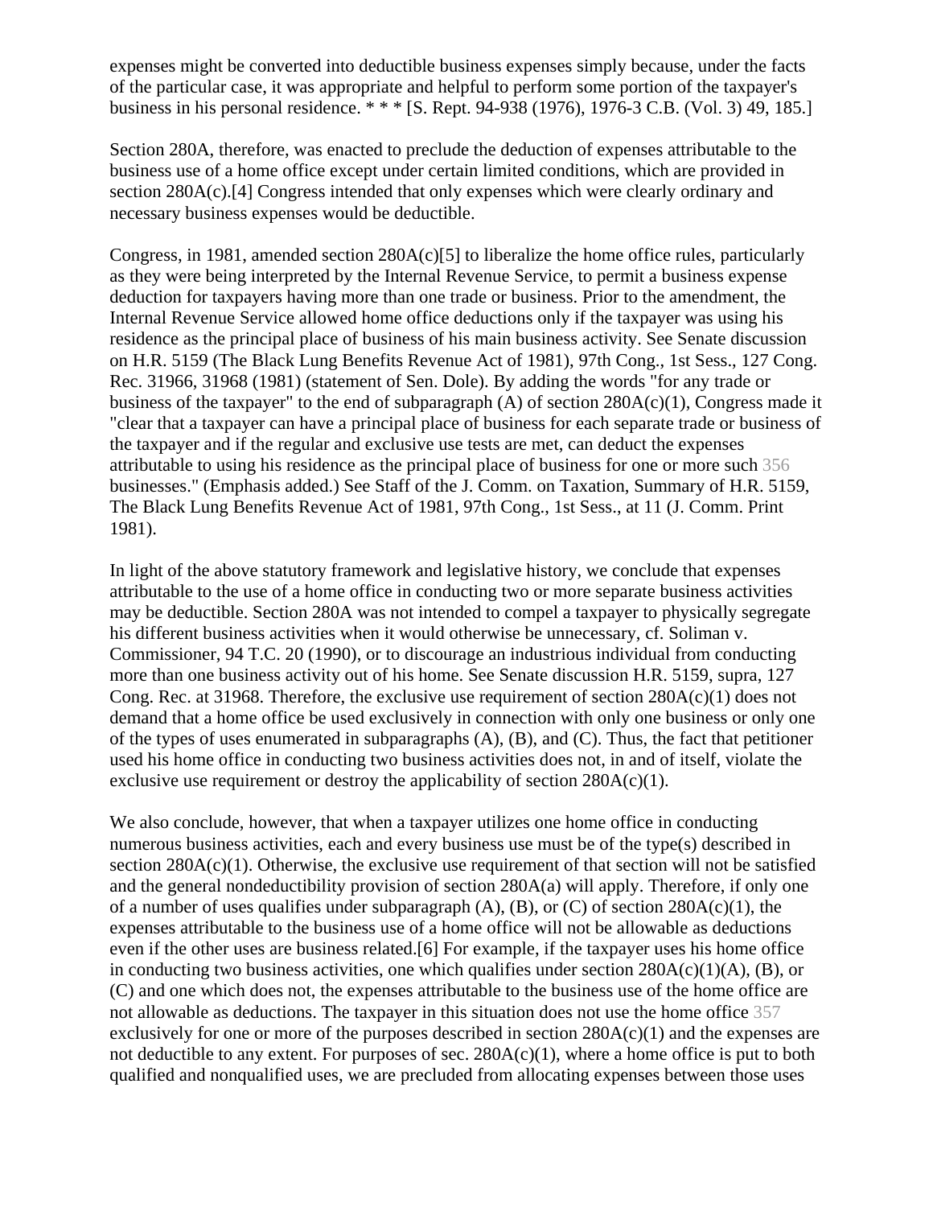expenses might be converted into deductible business expenses simply because, under the facts of the particular case, it was appropriate and helpful to perform some portion of the taxpayer's business in his personal residence. * * * [S. Rept. 94-938 (1976), 1976-3 C.B. (Vol. 3) 49, 185.]

Section 280A, therefore, was enacted to preclude the deduction of expenses attributable to the business use of a home office except under certain limited conditions, which are provided in section 280A(c).[4] Congress intended that only expenses which were clearly ordinary and necessary business expenses would be deductible.

Congress, in 1981, amended section 280A(c)[5] to liberalize the home office rules, particularly as they were being interpreted by the Internal Revenue Service, to permit a business expense deduction for taxpayers having more than one trade or business. Prior to the amendment, the Internal Revenue Service allowed home office deductions only if the taxpayer was using his residence as the principal place of business of his main business activity. See Senate discussion on H.R. 5159 (The Black Lung Benefits Revenue Act of 1981), 97th Cong., 1st Sess., 127 Cong. Rec. 31966, 31968 (1981) (statement of Sen. Dole). By adding the words "for any trade or business of the taxpayer" to the end of subparagraph (A) of section 280A(c)(1), Congress made it "clear that a taxpayer can have a principal place of business for each separate trade or business of the taxpayer and if the regular and exclusive use tests are met, can deduct the expenses attributable to using his residence as the principal place of business for one or more such 356 businesses." (Emphasis added.) See Staff of the J. Comm. on Taxation, Summary of H.R. 5159, The Black Lung Benefits Revenue Act of 1981, 97th Cong., 1st Sess., at 11 (J. Comm. Print 1981).

In light of the above statutory framework and legislative history, we conclude that expenses attributable to the use of a home office in conducting two or more separate business activities may be deductible. Section 280A was not intended to compel a taxpayer to physically segregate his different business activities when it would otherwise be unnecessary, cf. Soliman v. Commissioner, 94 T.C. 20 (1990), or to discourage an industrious individual from conducting more than one business activity out of his home. See Senate discussion H.R. 5159, supra, 127 Cong. Rec. at 31968. Therefore, the exclusive use requirement of section 280A(c)(1) does not demand that a home office be used exclusively in connection with only one business or only one of the types of uses enumerated in subparagraphs (A), (B), and (C). Thus, the fact that petitioner used his home office in conducting two business activities does not, in and of itself, violate the exclusive use requirement or destroy the applicability of section 280A(c)(1).

We also conclude, however, that when a taxpayer utilizes one home office in conducting numerous business activities, each and every business use must be of the type(s) described in section 280A(c)(1). Otherwise, the exclusive use requirement of that section will not be satisfied and the general nondeductibility provision of section 280A(a) will apply. Therefore, if only one of a number of uses qualifies under subparagraph (A), (B), or (C) of section 280A(c)(1), the expenses attributable to the business use of a home office will not be allowable as deductions even if the other uses are business related.[6] For example, if the taxpayer uses his home office in conducting two business activities, one which qualifies under section 280A(c)(1)(A), (B), or (C) and one which does not, the expenses attributable to the business use of the home office are not allowable as deductions. The taxpayer in this situation does not use the home office 357 exclusively for one or more of the purposes described in section 280A(c)(1) and the expenses are not deductible to any extent. For purposes of sec. 280A(c)(1), where a home office is put to both qualified and nonqualified uses, we are precluded from allocating expenses between those uses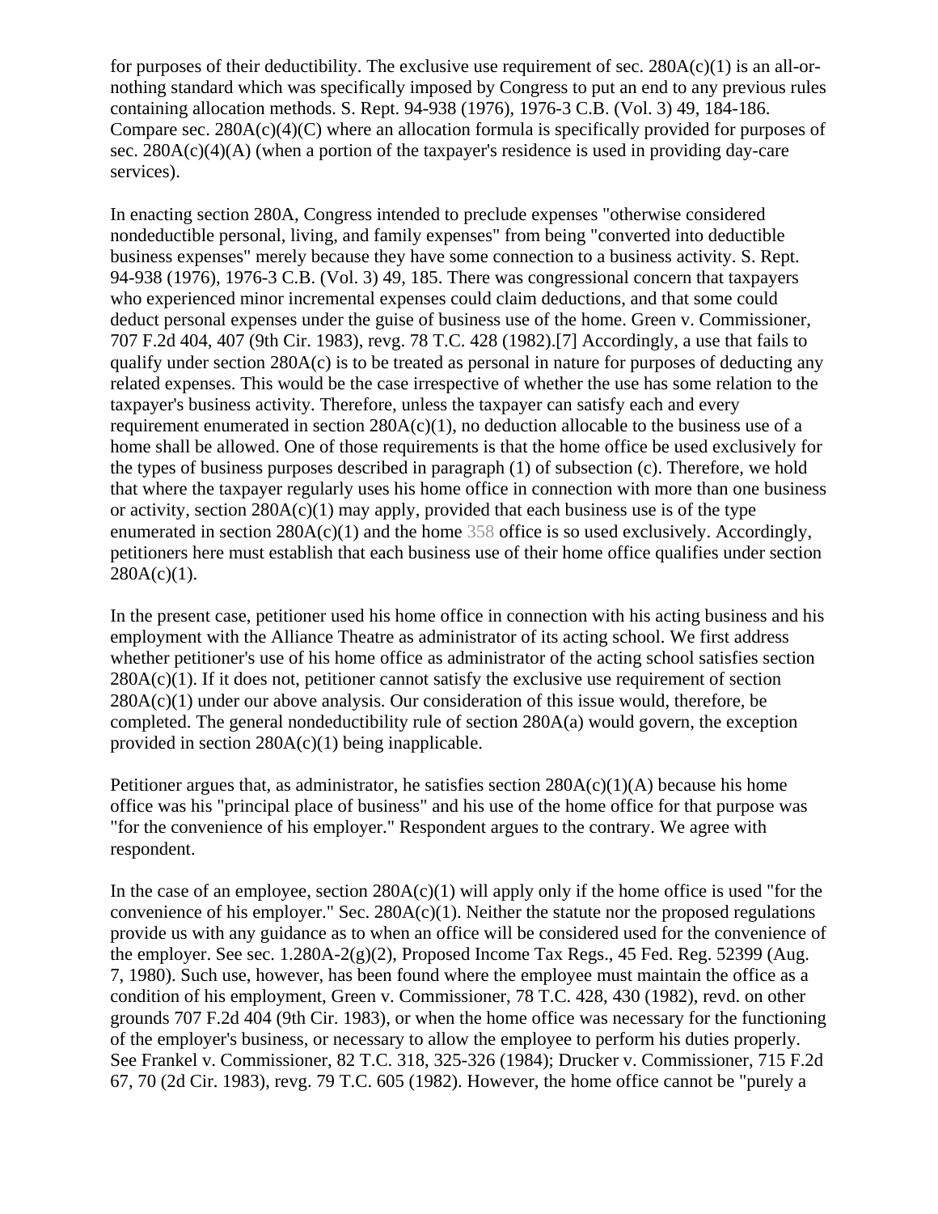for purposes of their deductibility. The exclusive use requirement of sec. 280A(c)(1) is an all-or-nothing standard which was specifically imposed by Congress to put an end to any previous rules containing allocation methods. S. Rept. 94-938 (1976), 1976-3 C.B. (Vol. 3) 49, 184-186. Compare sec. 280A(c)(4)(C) where an allocation formula is specifically provided for purposes of sec. 280A(c)(4)(A) (when a portion of the taxpayer's residence is used in providing day-care services).

In enacting section 280A, Congress intended to preclude expenses "otherwise considered nondeductible personal, living, and family expenses" from being "converted into deductible business expenses" merely because they have some connection to a business activity. S. Rept. 94-938 (1976), 1976-3 C.B. (Vol. 3) 49, 185. There was congressional concern that taxpayers who experienced minor incremental expenses could claim deductions, and that some could deduct personal expenses under the guise of business use of the home. Green v. Commissioner, 707 F.2d 404, 407 (9th Cir. 1983), revg. 78 T.C. 428 (1982).[7] Accordingly, a use that fails to qualify under section 280A(c) is to be treated as personal in nature for purposes of deducting any related expenses. This would be the case irrespective of whether the use has some relation to the taxpayer's business activity. Therefore, unless the taxpayer can satisfy each and every requirement enumerated in section 280A(c)(1), no deduction allocable to the business use of a home shall be allowed. One of those requirements is that the home office be used exclusively for the types of business purposes described in paragraph (1) of subsection (c). Therefore, we hold that where the taxpayer regularly uses his home office in connection with more than one business or activity, section 280A(c)(1) may apply, provided that each business use is of the type enumerated in section 280A(c)(1) and the home 358 office is so used exclusively. Accordingly, petitioners here must establish that each business use of their home office qualifies under section 280A(c)(1).

In the present case, petitioner used his home office in connection with his acting business and his employment with the Alliance Theatre as administrator of its acting school. We first address whether petitioner's use of his home office as administrator of the acting school satisfies section 280A(c)(1). If it does not, petitioner cannot satisfy the exclusive use requirement of section 280A(c)(1) under our above analysis. Our consideration of this issue would, therefore, be completed. The general nondeductibility rule of section 280A(a) would govern, the exception provided in section 280A(c)(1) being inapplicable.

Petitioner argues that, as administrator, he satisfies section 280A(c)(1)(A) because his home office was his "principal place of business" and his use of the home office for that purpose was "for the convenience of his employer." Respondent argues to the contrary. We agree with respondent.

In the case of an employee, section 280A(c)(1) will apply only if the home office is used "for the convenience of his employer." Sec. 280A(c)(1). Neither the statute nor the proposed regulations provide us with any guidance as to when an office will be considered used for the convenience of the employer. See sec. 1.280A-2(g)(2), Proposed Income Tax Regs., 45 Fed. Reg. 52399 (Aug. 7, 1980). Such use, however, has been found where the employee must maintain the office as a condition of his employment, Green v. Commissioner, 78 T.C. 428, 430 (1982), revd. on other grounds 707 F.2d 404 (9th Cir. 1983), or when the home office was necessary for the functioning of the employer's business, or necessary to allow the employee to perform his duties properly. See Frankel v. Commissioner, 82 T.C. 318, 325-326 (1984); Drucker v. Commissioner, 715 F.2d 67, 70 (2d Cir. 1983), revg. 79 T.C. 605 (1982). However, the home office cannot be "purely a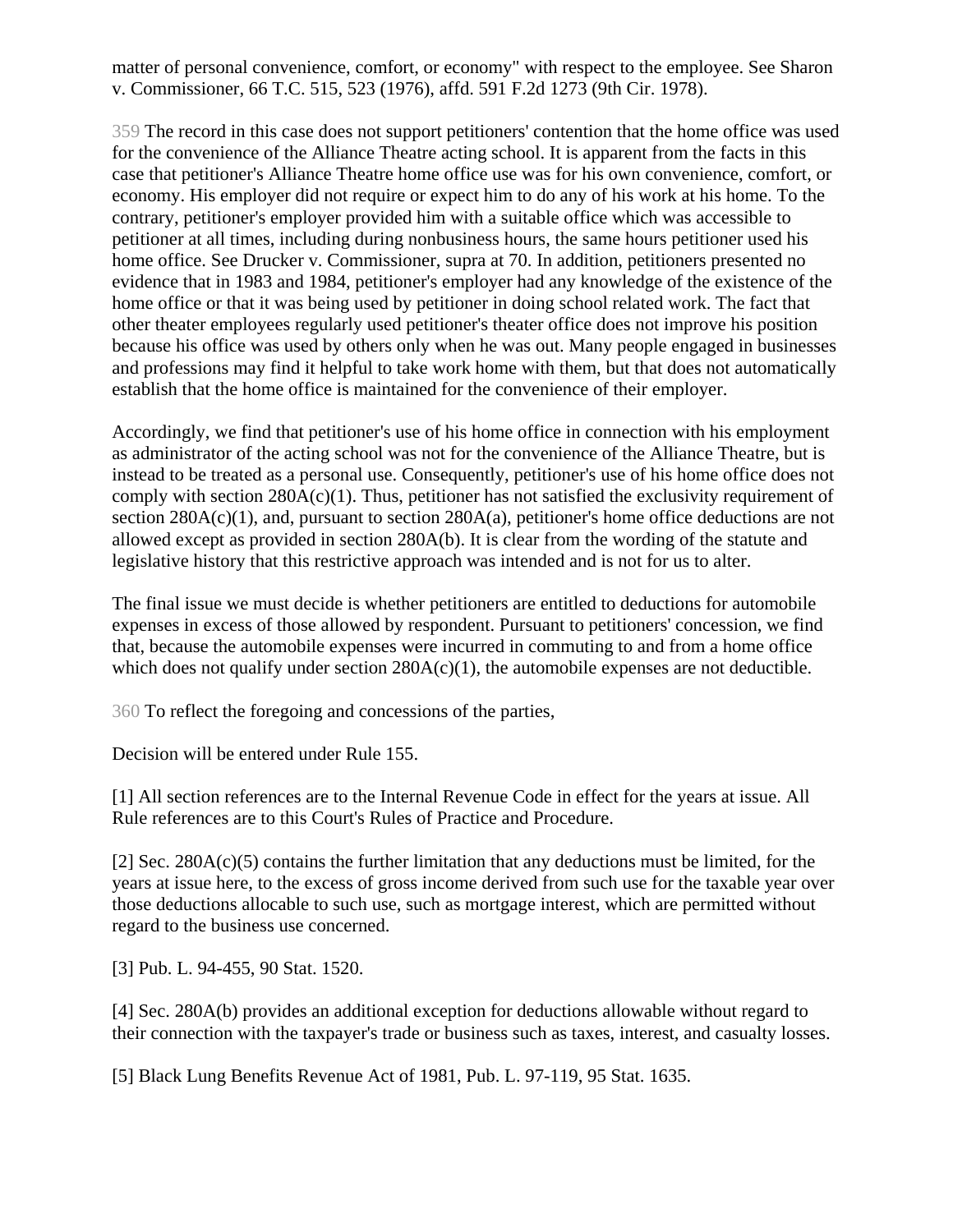matter of personal convenience, comfort, or economy" with respect to the employee. See Sharon v. Commissioner, 66 T.C. 515, 523 (1976), affd. 591 F.2d 1273 (9th Cir. 1978).

359 The record in this case does not support petitioners' contention that the home office was used for the convenience of the Alliance Theatre acting school. It is apparent from the facts in this case that petitioner's Alliance Theatre home office use was for his own convenience, comfort, or economy. His employer did not require or expect him to do any of his work at his home. To the contrary, petitioner's employer provided him with a suitable office which was accessible to petitioner at all times, including during nonbusiness hours, the same hours petitioner used his home office. See Drucker v. Commissioner, supra at 70. In addition, petitioners presented no evidence that in 1983 and 1984, petitioner's employer had any knowledge of the existence of the home office or that it was being used by petitioner in doing school related work. The fact that other theater employees regularly used petitioner's theater office does not improve his position because his office was used by others only when he was out. Many people engaged in businesses and professions may find it helpful to take work home with them, but that does not automatically establish that the home office is maintained for the convenience of their employer.

Accordingly, we find that petitioner's use of his home office in connection with his employment as administrator of the acting school was not for the convenience of the Alliance Theatre, but is instead to be treated as a personal use. Consequently, petitioner's use of his home office does not comply with section 280A(c)(1). Thus, petitioner has not satisfied the exclusivity requirement of section 280A(c)(1), and, pursuant to section 280A(a), petitioner's home office deductions are not allowed except as provided in section 280A(b). It is clear from the wording of the statute and legislative history that this restrictive approach was intended and is not for us to alter.

The final issue we must decide is whether petitioners are entitled to deductions for automobile expenses in excess of those allowed by respondent. Pursuant to petitioners' concession, we find that, because the automobile expenses were incurred in commuting to and from a home office which does not qualify under section 280A(c)(1), the automobile expenses are not deductible.

360 To reflect the foregoing and concessions of the parties,

Decision will be entered under Rule 155.

[1] All section references are to the Internal Revenue Code in effect for the years at issue. All Rule references are to this Court's Rules of Practice and Procedure.

[2] Sec. 280A(c)(5) contains the further limitation that any deductions must be limited, for the years at issue here, to the excess of gross income derived from such use for the taxable year over those deductions allocable to such use, such as mortgage interest, which are permitted without regard to the business use concerned.

[3] Pub. L. 94-455, 90 Stat. 1520.

[4] Sec. 280A(b) provides an additional exception for deductions allowable without regard to their connection with the taxpayer's trade or business such as taxes, interest, and casualty losses.

[5] Black Lung Benefits Revenue Act of 1981, Pub. L. 97-119, 95 Stat. 1635.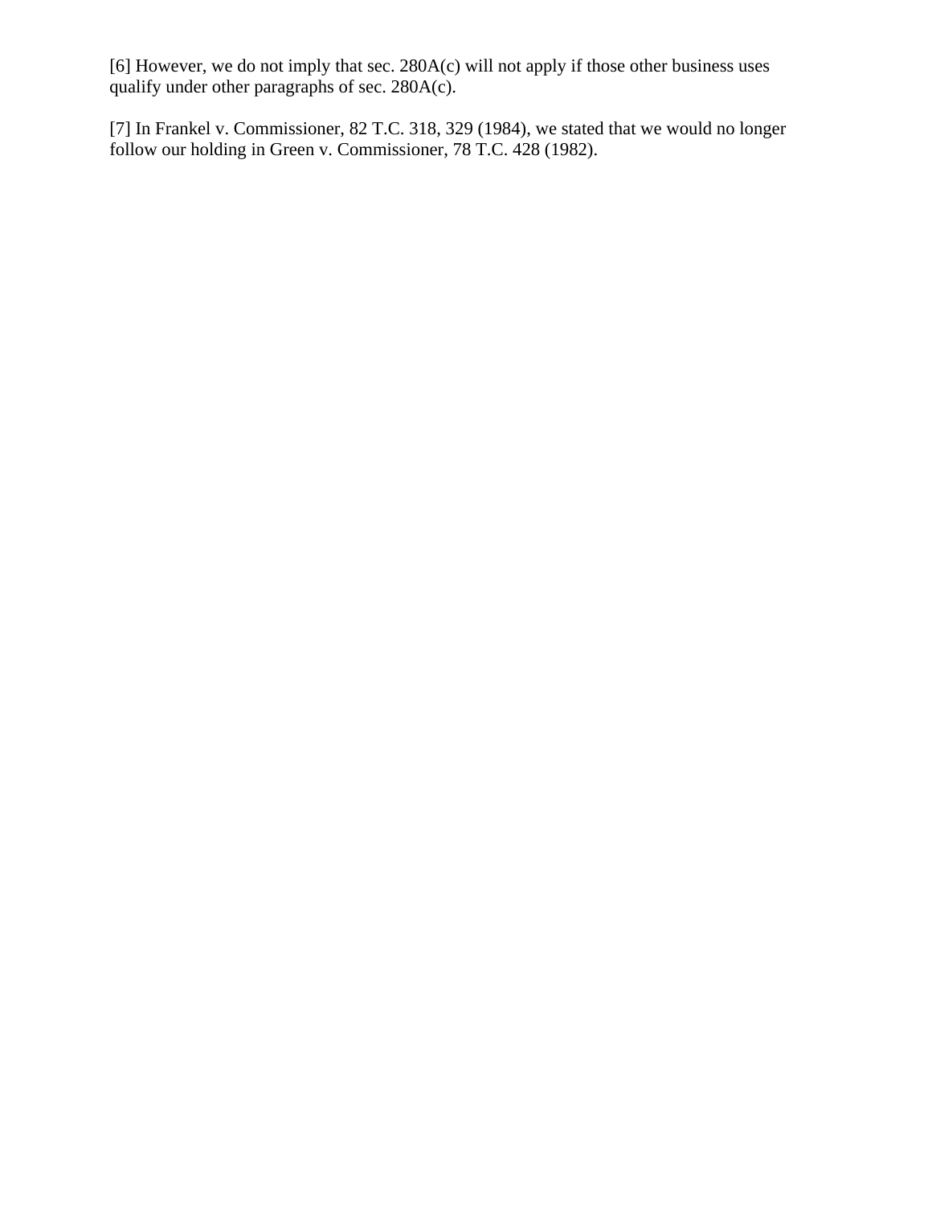[6] However, we do not imply that sec. 280A(c) will not apply if those other business uses qualify under other paragraphs of sec. 280A(c).

[7] In Frankel v. Commissioner, 82 T.C. 318, 329 (1984), we stated that we would no longer follow our holding in Green v. Commissioner, 78 T.C. 428 (1982).